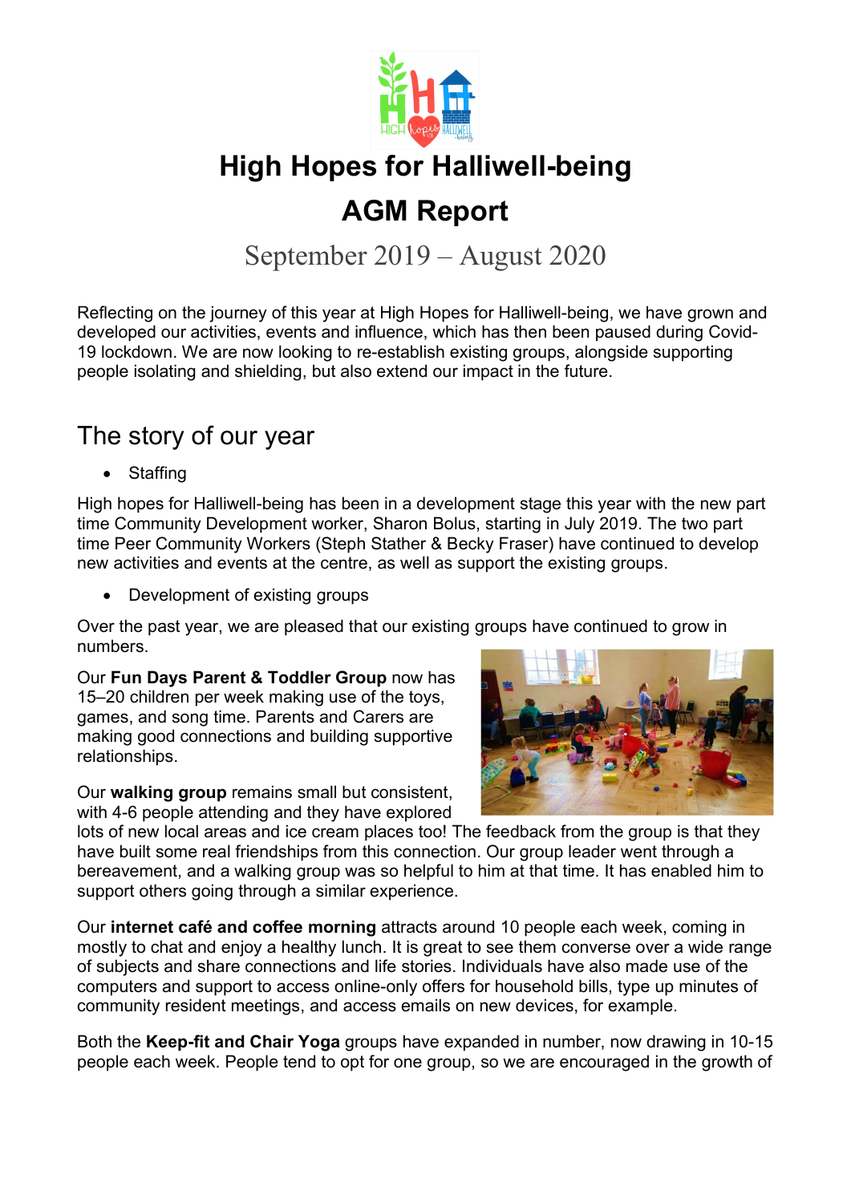# High Hopes for Halliwell-being

# AGM Report

September 2019 – August 2020

Reflecting on the journey of this year at High Hopes for Halliwell-being, we have grown and developed our activities, events and influence, which has then been paused during Covid-19 lockdown. We are now looking to re-establish existing groups, alongside supporting people isolating and shielding, but also extend our impact in the future.

## The story of our year

- Staffing

High hopes for Halliwell-being has been in a development stage this year with the new part time Community Development worker, Sharon Bolus, starting in July 2019. The two part time Peer Community Workers (Steph Stather & Becky Fraser) have continued to develop new activities and events at the centre, as well as support the existing groups.

- Development of existing groups

Over the past year, we are pleased that our existing groups have continued to grow in numbers.

Our **Fun Days Parent & Toddler Group** now has 15–20 children per week making use of the toys, games, and song time. Parents and Carers are making good connections and building supportive relationships.

Our **walking group** remains small but consistent, with 4-6 people attending and they have explored lots of new local areas and ice cream places too! The feedback from the group is that they have built some real friendships from this connection. Our group leader went through a bereavement, and a walking group was so helpful to him at that time. It has enabled him to support others going through a similar experience.

Our **internet café and coffee morning** attracts around 10 people each week, coming in mostly to chat and enjoy a healthy lunch. It is great to see them converse over a wide range of subjects and share connections and life stories. Individuals have also made use of the computers and support to access online-only offers for household bills, type up minutes of community resident meetings, and access emails on new devices, for example.

Both the **Keep-fit and Chair Yoga** groups have expanded in number, now drawing in 10-15 people each week. People tend to opt for one group, so we are encouraged in the growth of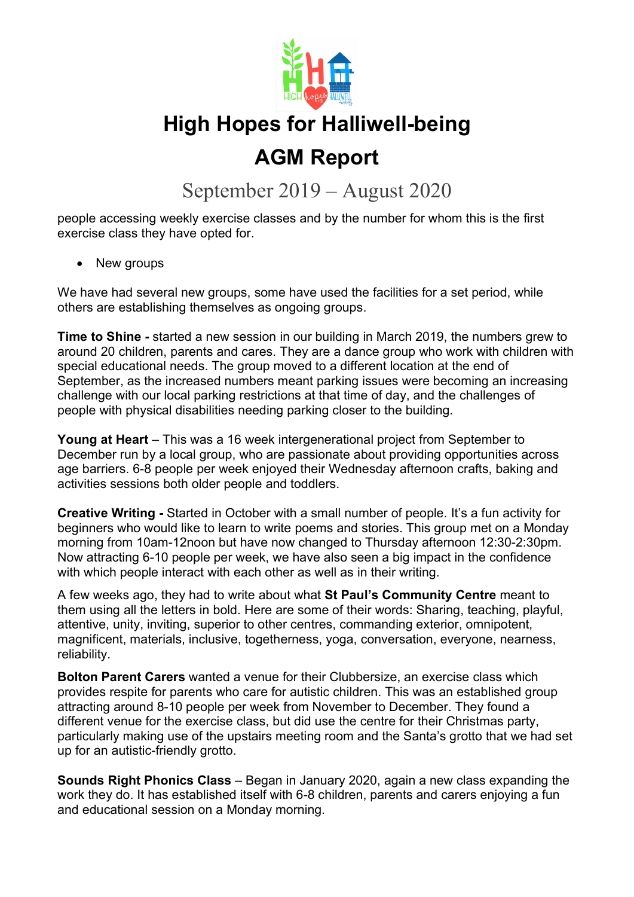people accessing weekly exercise classes and by the number for whom this is the first exercise class they have opted for.

- New groups

We have had several new groups, some have used the facilities for a set period, while others are establishing themselves as ongoing groups.

**Time to Shine -** started a new session in our building in March 2019, the numbers grew to around 20 children, parents and cares. They are a dance group who work with children with special educational needs. The group moved to a different location at the end of September, as the increased numbers meant parking issues were becoming an increasing challenge with our local parking restrictions at that time of day, and the challenges of people with physical disabilities needing parking closer to the building.

**Young at Heart** – This was a 16 week intergenerational project from September to December run by a local group, who are passionate about providing opportunities across age barriers. 6-8 people per week enjoyed their Wednesday afternoon crafts, baking and activities sessions both older people and toddlers.

**Creative Writing -** Started in October with a small number of people. It's a fun activity for beginners who would like to learn to write poems and stories. This group met on a Monday morning from 10am-12noon but have now changed to Thursday afternoon 12:30-2:30pm. Now attracting 6-10 people per week, we have also seen a big impact in the confidence with which people interact with each other as well as in their writing.

A few weeks ago, they had to write about what **St Paul's Community Centre** meant to them using all the letters in bold. Here are some of their words: Sharing, teaching, playful, attentive, unity, inviting, superior to other centres, commanding exterior, omnipotent, magnificent, materials, inclusive, togetherness, yoga, conversation, everyone, nearness, reliability.

**Bolton Parent Carers** wanted a venue for their Clubbersize, an exercise class which provides respite for parents who care for autistic children. This was an established group attracting around 8-10 people per week from November to December. They found a different venue for the exercise class, but did use the centre for their Christmas party, particularly making use of the upstairs meeting room and the Santa's grotto that we had set up for an autistic-friendly grotto.

**Sounds Right Phonics Class** – Began in January 2020, again a new class expanding the work they do. It has established itself with 6-8 children, parents and carers enjoying a fun and educational session on a Monday morning.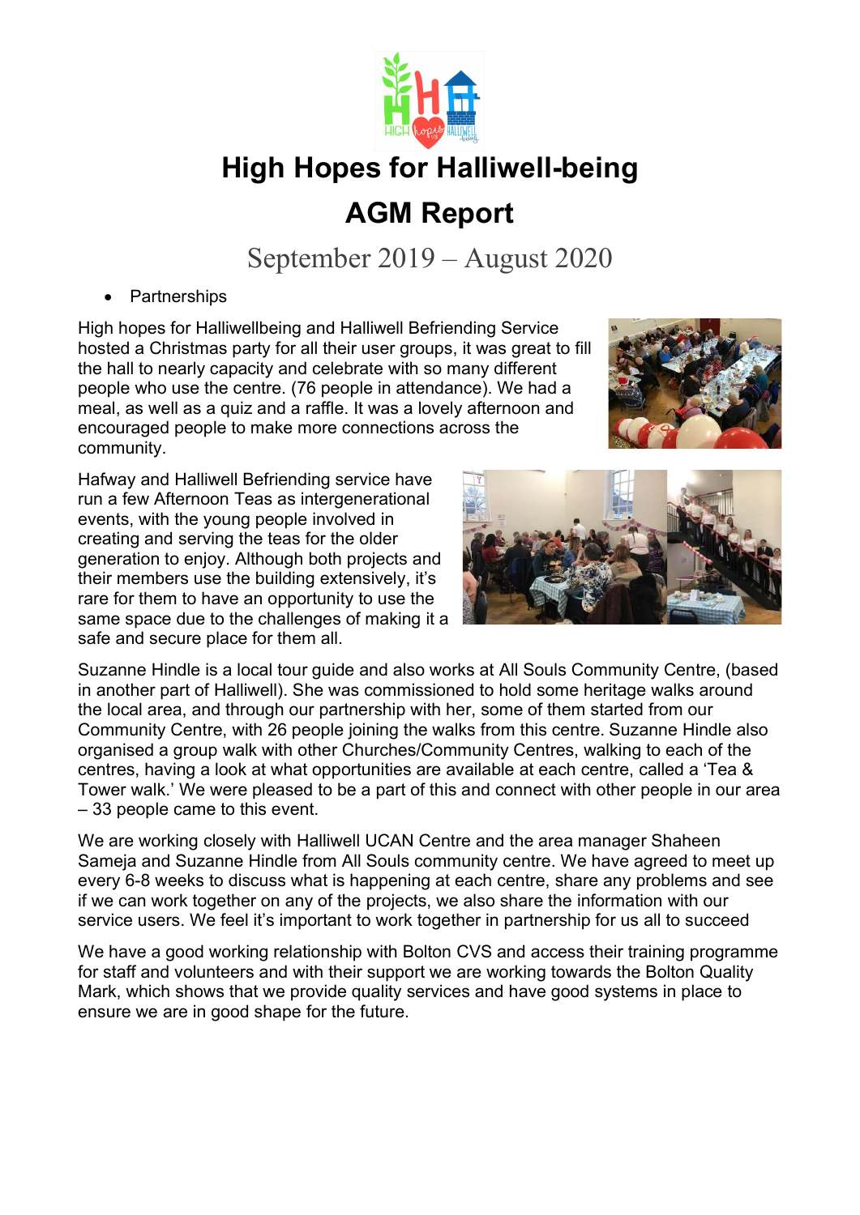# High Hopes for Halliwell-being

# AGM Report

## September 2019 – August 2020

- Partnerships

High hopes for Halliwellbeing and Halliwell Befriending Service hosted a Christmas party for all their user groups, it was great to fill the hall to nearly capacity and celebrate with so many different people who use the centre. (76 people in attendance). We had a meal, as well as a quiz and a raffle. It was a lovely afternoon and encouraged people to make more connections across the community.

Hafway and Halliwell Befriending service have run a few Afternoon Teas as intergenerational events, with the young people involved in creating and serving the teas for the older generation to enjoy. Although both projects and their members use the building extensively, it's rare for them to have an opportunity to use the same space due to the challenges of making it a safe and secure place for them all.

Suzanne Hindle is a local tour guide and also works at All Souls Community Centre, (based in another part of Halliwell). She was commissioned to hold some heritage walks around the local area, and through our partnership with her, some of them started from our Community Centre, with 26 people joining the walks from this centre. Suzanne Hindle also organised a group walk with other Churches/Community Centres, walking to each of the centres, having a look at what opportunities are available at each centre, called a 'Tea & Tower walk.' We were pleased to be a part of this and connect with other people in our area – 33 people came to this event.

We are working closely with Halliwell UCAN Centre and the area manager Shaheen Sameja and Suzanne Hindle from All Souls community centre. We have agreed to meet up every 6-8 weeks to discuss what is happening at each centre, share any problems and see if we can work together on any of the projects, we also share the information with our service users. We feel it's important to work together in partnership for us all to succeed

We have a good working relationship with Bolton CVS and access their training programme for staff and volunteers and with their support we are working towards the Bolton Quality Mark, which shows that we provide quality services and have good systems in place to ensure we are in good shape for the future.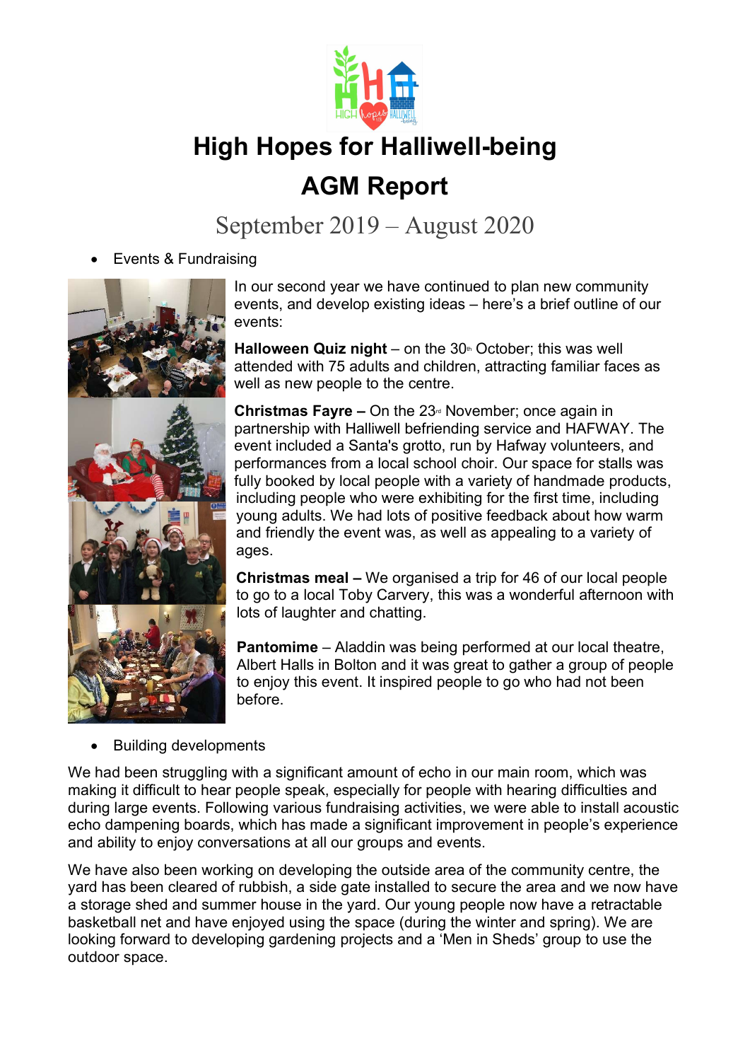# High Hopes for Halliwell-being

# AGM Report

## September 2019 – August 2020

- Events & Fundraising

In our second year we have continued to plan new community events, and develop existing ideas – here's a brief outline of our events:

**Halloween Quiz night** – on the 30th October; this was well attended with 75 adults and children, attracting familiar faces as well as new people to the centre.

**Christmas Fayre –** On the 23rd November; once again in partnership with Halliwell befriending service and HAFWAY. The event included a Santa's grotto, run by Hafway volunteers, and performances from a local school choir. Our space for stalls was fully booked by local people with a variety of handmade products, including people who were exhibiting for the first time, including young adults. We had lots of positive feedback about how warm and friendly the event was, as well as appealing to a variety of ages.

**Christmas meal –** We organised a trip for 46 of our local people to go to a local Toby Carvery, this was a wonderful afternoon with lots of laughter and chatting.

**Pantomime** – Aladdin was being performed at our local theatre, Albert Halls in Bolton and it was great to gather a group of people to enjoy this event. It inspired people to go who had not been before.

- Building developments

We had been struggling with a significant amount of echo in our main room, which was making it difficult to hear people speak, especially for people with hearing difficulties and during large events. Following various fundraising activities, we were able to install acoustic echo dampening boards, which has made a significant improvement in people's experience and ability to enjoy conversations at all our groups and events.

We have also been working on developing the outside area of the community centre, the yard has been cleared of rubbish, a side gate installed to secure the area and we now have a storage shed and summer house in the yard. Our young people now have a retractable basketball net and have enjoyed using the space (during the winter and spring). We are looking forward to developing gardening projects and a 'Men in Sheds' group to use the outdoor space.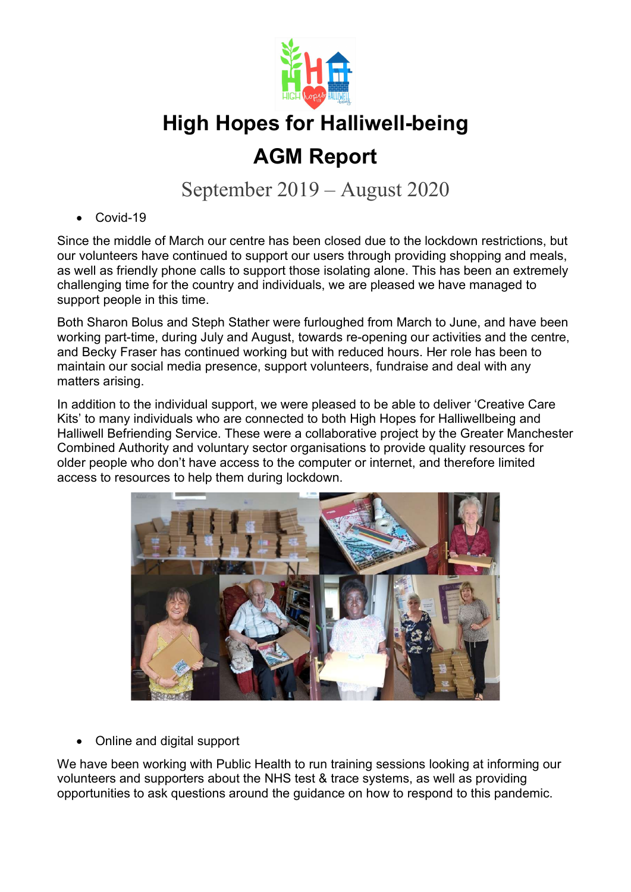# High Hopes for Halliwell-being

# AGM Report

## September 2019 – August 2020

- Covid-19

Since the middle of March our centre has been closed due to the lockdown restrictions, but our volunteers have continued to support our users through providing shopping and meals, as well as friendly phone calls to support those isolating alone. This has been an extremely challenging time for the country and individuals, we are pleased we have managed to support people in this time.

Both Sharon Bolus and Steph Stather were furloughed from March to June, and have been working part-time, during July and August, towards re-opening our activities and the centre, and Becky Fraser has continued working but with reduced hours. Her role has been to maintain our social media presence, support volunteers, fundraise and deal with any matters arising.

In addition to the individual support, we were pleased to be able to deliver 'Creative Care Kits' to many individuals who are connected to both High Hopes for Halliwellbeing and Halliwell Befriending Service. These were a collaborative project by the Greater Manchester Combined Authority and voluntary sector organisations to provide quality resources for older people who don't have access to the computer or internet, and therefore limited access to resources to help them during lockdown.

- Online and digital support

We have been working with Public Health to run training sessions looking at informing our volunteers and supporters about the NHS test & trace systems, as well as providing opportunities to ask questions around the guidance on how to respond to this pandemic.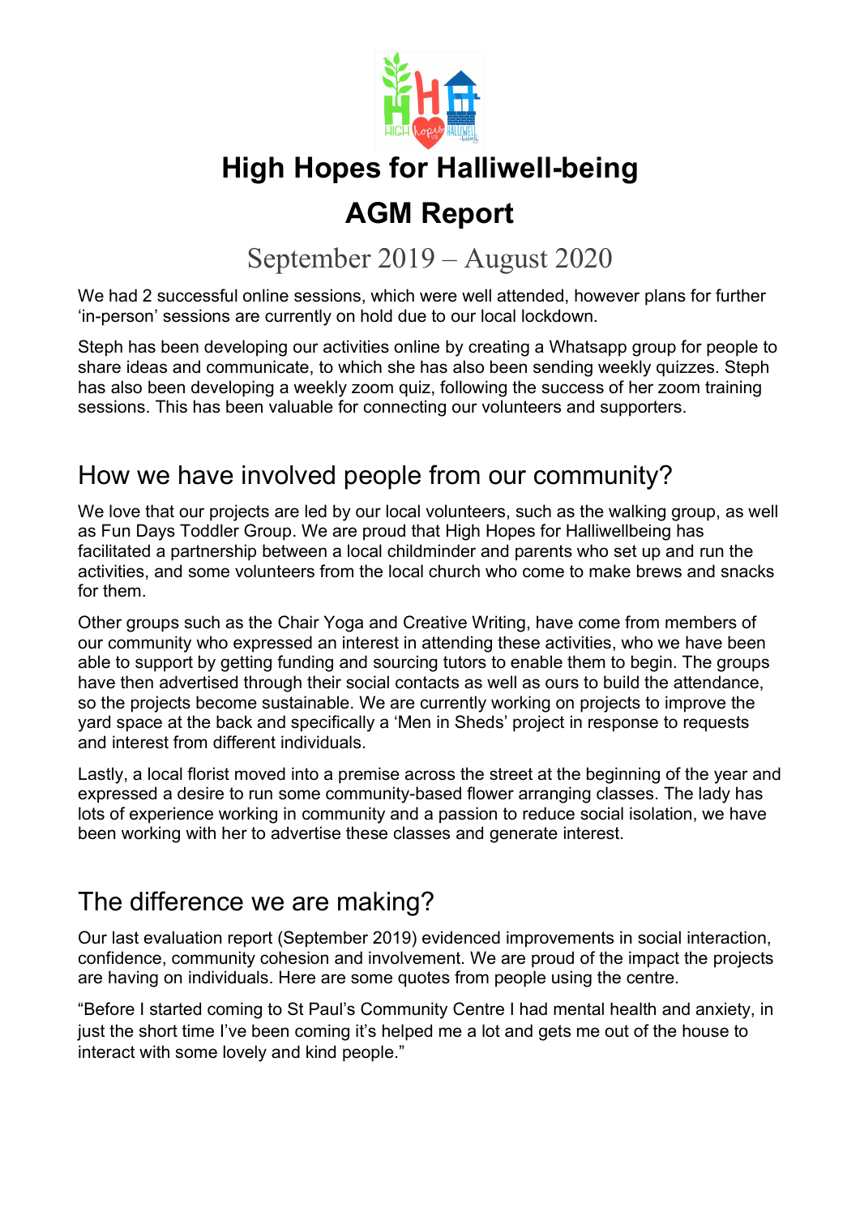# High Hopes for Halliwell-being

# AGM Report

September 2019 – August 2020

We had 2 successful online sessions, which were well attended, however plans for further 'in-person' sessions are currently on hold due to our local lockdown.

Steph has been developing our activities online by creating a Whatsapp group for people to share ideas and communicate, to which she has also been sending weekly quizzes. Steph has also been developing a weekly zoom quiz, following the success of her zoom training sessions. This has been valuable for connecting our volunteers and supporters.

## How we have involved people from our community?

We love that our projects are led by our local volunteers, such as the walking group, as well as Fun Days Toddler Group. We are proud that High Hopes for Halliwellbeing has facilitated a partnership between a local childminder and parents who set up and run the activities, and some volunteers from the local church who come to make brews and snacks for them.

Other groups such as the Chair Yoga and Creative Writing, have come from members of our community who expressed an interest in attending these activities, who we have been able to support by getting funding and sourcing tutors to enable them to begin. The groups have then advertised through their social contacts as well as ours to build the attendance, so the projects become sustainable. We are currently working on projects to improve the yard space at the back and specifically a 'Men in Sheds' project in response to requests and interest from different individuals.

Lastly, a local florist moved into a premise across the street at the beginning of the year and expressed a desire to run some community-based flower arranging classes. The lady has lots of experience working in community and a passion to reduce social isolation, we have been working with her to advertise these classes and generate interest.

## The difference we are making?

Our last evaluation report (September 2019) evidenced improvements in social interaction, confidence, community cohesion and involvement. We are proud of the impact the projects are having on individuals. Here are some quotes from people using the centre.

"Before I started coming to St Paul's Community Centre I had mental health and anxiety, in just the short time I've been coming it's helped me a lot and gets me out of the house to interact with some lovely and kind people."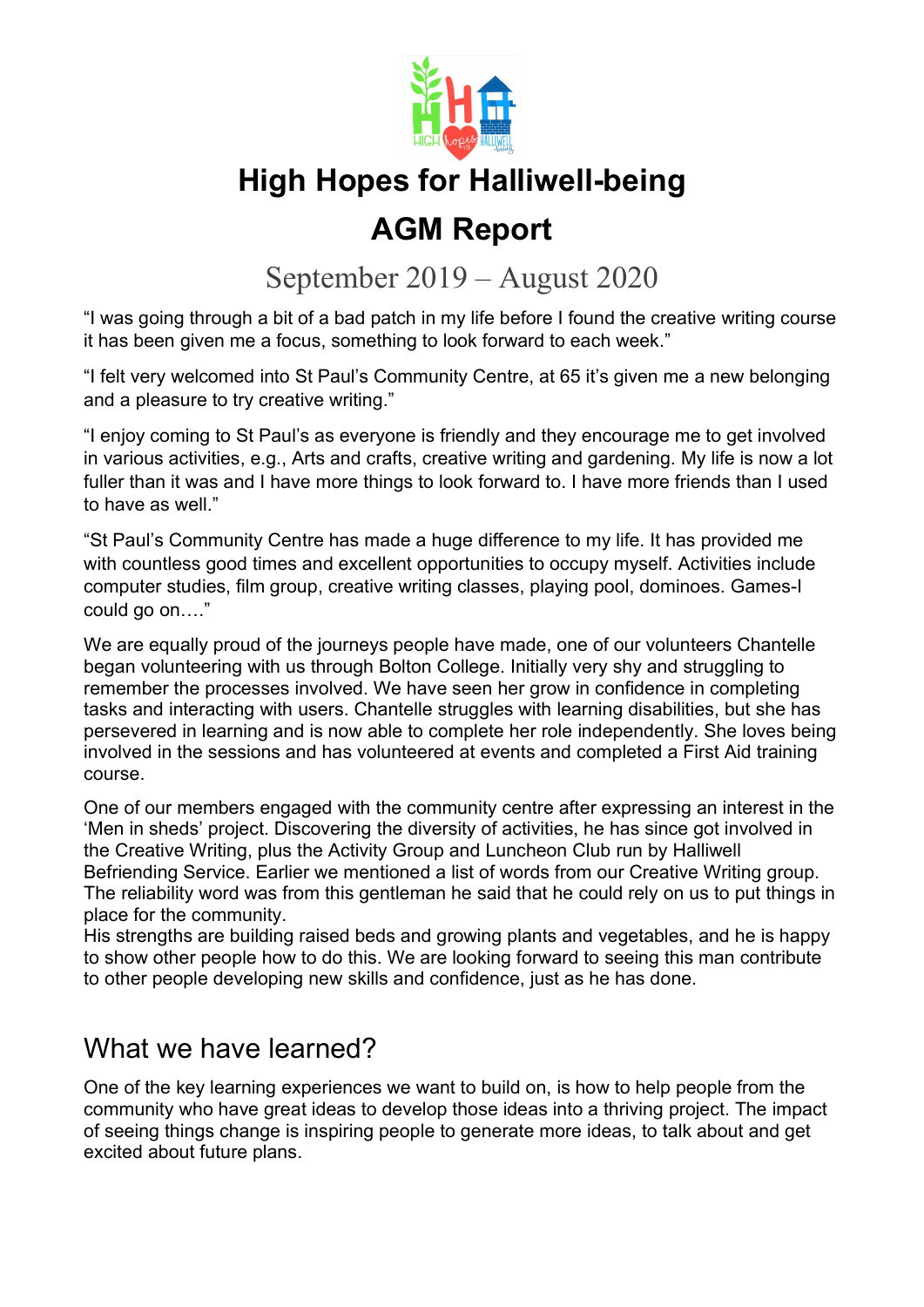# High Hopes for Halliwell-being

# AGM Report

## September 2019 – August 2020

"I was going through a bit of a bad patch in my life before I found the creative writing course it has been given me a focus, something to look forward to each week."

"I felt very welcomed into St Paul's Community Centre, at 65 it's given me a new belonging and a pleasure to try creative writing."

"I enjoy coming to St Paul's as everyone is friendly and they encourage me to get involved in various activities, e.g., Arts and crafts, creative writing and gardening. My life is now a lot fuller than it was and I have more things to look forward to. I have more friends than I used to have as well."

"St Paul's Community Centre has made a huge difference to my life. It has provided me with countless good times and excellent opportunities to occupy myself. Activities include computer studies, film group, creative writing classes, playing pool, dominoes. Games-I could go on…."

We are equally proud of the journeys people have made, one of our volunteers Chantelle began volunteering with us through Bolton College. Initially very shy and struggling to remember the processes involved. We have seen her grow in confidence in completing tasks and interacting with users. Chantelle struggles with learning disabilities, but she has persevered in learning and is now able to complete her role independently. She loves being involved in the sessions and has volunteered at events and completed a First Aid training course.

One of our members engaged with the community centre after expressing an interest in the 'Men in sheds' project. Discovering the diversity of activities, he has since got involved in the Creative Writing, plus the Activity Group and Luncheon Club run by Halliwell Befriending Service. Earlier we mentioned a list of words from our Creative Writing group. The reliability word was from this gentleman he said that he could rely on us to put things in place for the community.
His strengths are building raised beds and growing plants and vegetables, and he is happy to show other people how to do this. We are looking forward to seeing this man contribute to other people developing new skills and confidence, just as he has done.

## What we have learned?

One of the key learning experiences we want to build on, is how to help people from the community who have great ideas to develop those ideas into a thriving project. The impact of seeing things change is inspiring people to generate more ideas, to talk about and get excited about future plans.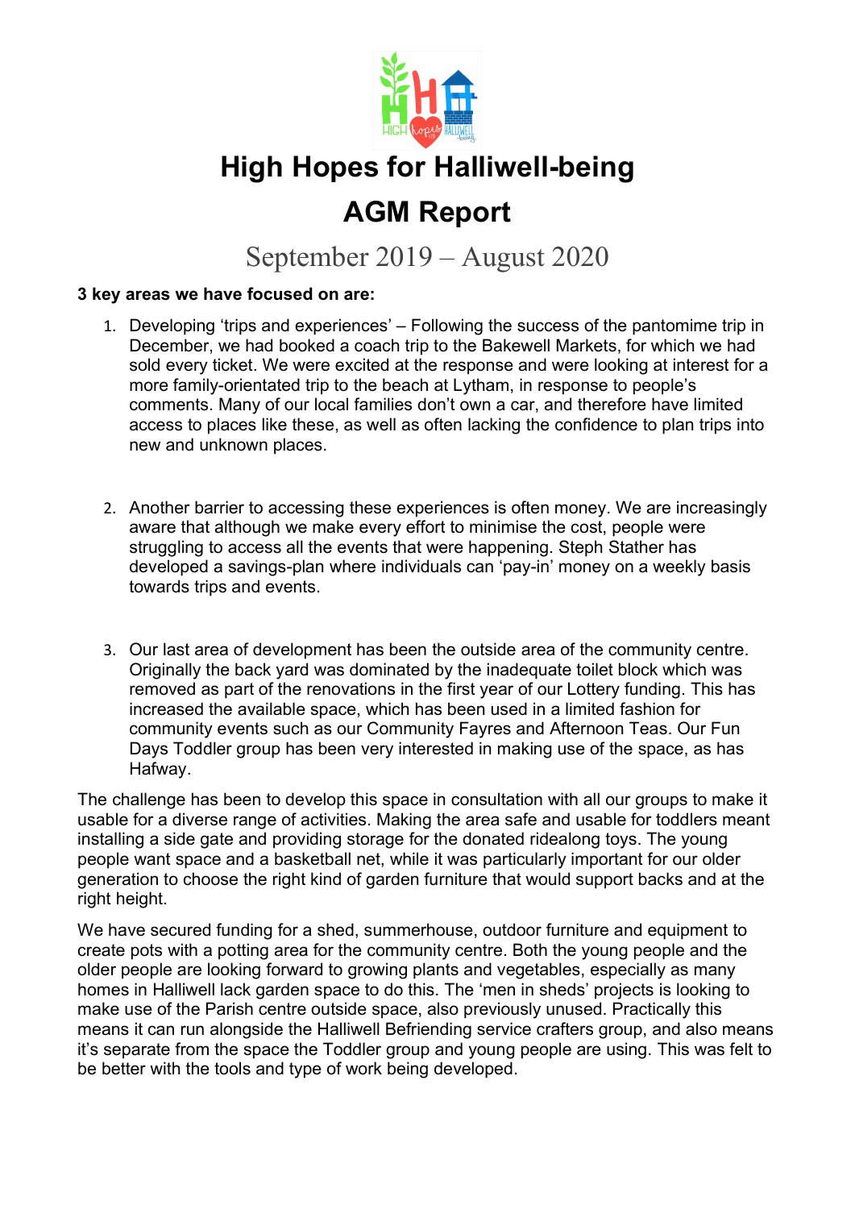# High Hopes for Halliwell-being

# AGM Report

## September 2019 – August 2020

**3 key areas we have focused on are:**

1. Developing 'trips and experiences' – Following the success of the pantomime trip in December, we had booked a coach trip to the Bakewell Markets, for which we had sold every ticket. We were excited at the response and were looking at interest for a more family-orientated trip to the beach at Lytham, in response to people's comments. Many of our local families don't own a car, and therefore have limited access to places like these, as well as often lacking the confidence to plan trips into new and unknown places.

2. Another barrier to accessing these experiences is often money. We are increasingly aware that although we make every effort to minimise the cost, people were struggling to access all the events that were happening. Steph Stather has developed a savings-plan where individuals can 'pay-in' money on a weekly basis towards trips and events.

3. Our last area of development has been the outside area of the community centre. Originally the back yard was dominated by the inadequate toilet block which was removed as part of the renovations in the first year of our Lottery funding. This has increased the available space, which has been used in a limited fashion for community events such as our Community Fayres and Afternoon Teas. Our Fun Days Toddler group has been very interested in making use of the space, as has Hafway.

The challenge has been to develop this space in consultation with all our groups to make it usable for a diverse range of activities. Making the area safe and usable for toddlers meant installing a side gate and providing storage for the donated ridealong toys. The young people want space and a basketball net, while it was particularly important for our older generation to choose the right kind of garden furniture that would support backs and at the right height.

We have secured funding for a shed, summerhouse, outdoor furniture and equipment to create pots with a potting area for the community centre. Both the young people and the older people are looking forward to growing plants and vegetables, especially as many homes in Halliwell lack garden space to do this. The 'men in sheds' projects is looking to make use of the Parish centre outside space, also previously unused. Practically this means it can run alongside the Halliwell Befriending service crafters group, and also means it's separate from the space the Toddler group and young people are using. This was felt to be better with the tools and type of work being developed.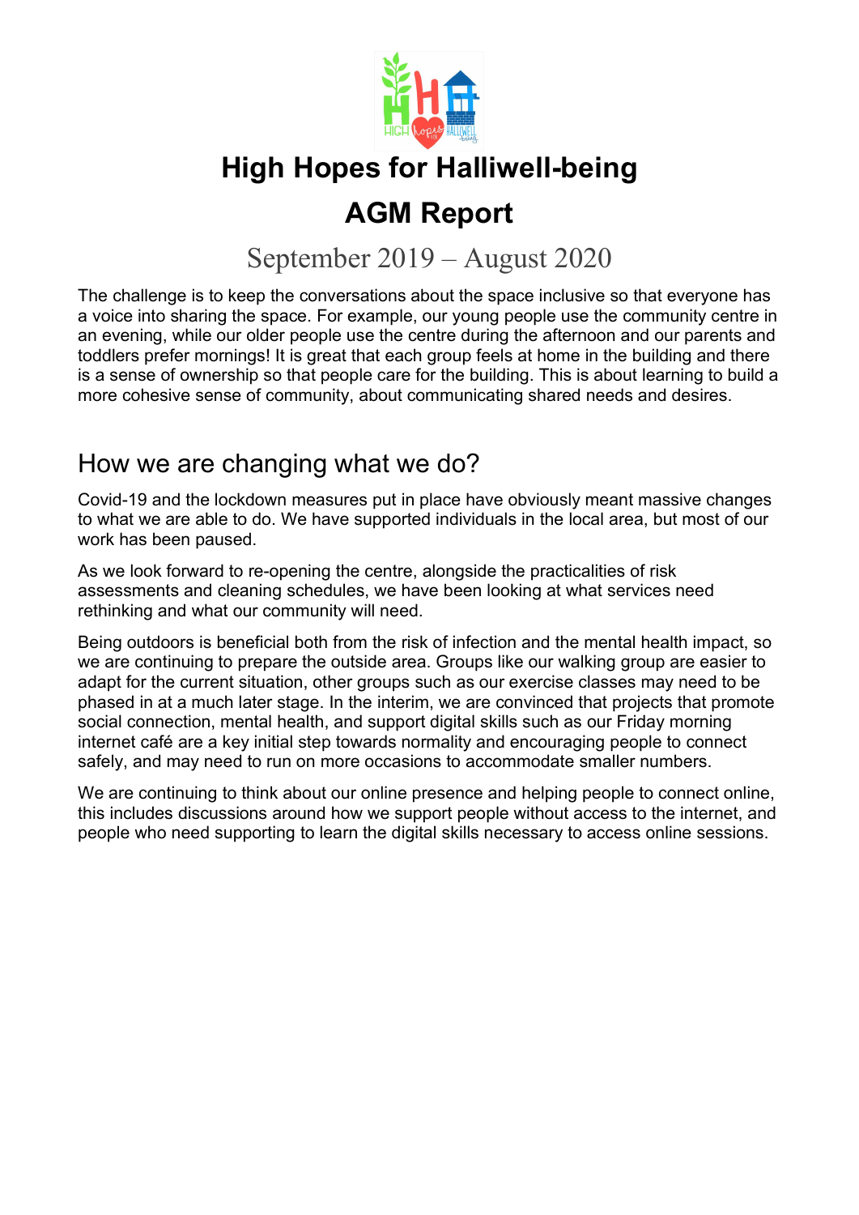# High Hopes for Halliwell-being

# AGM Report

September 2019 – August 2020

The challenge is to keep the conversations about the space inclusive so that everyone has a voice into sharing the space. For example, our young people use the community centre in an evening, while our older people use the centre during the afternoon and our parents and toddlers prefer mornings! It is great that each group feels at home in the building and there is a sense of ownership so that people care for the building. This is about learning to build a more cohesive sense of community, about communicating shared needs and desires.

## How we are changing what we do?

Covid-19 and the lockdown measures put in place have obviously meant massive changes to what we are able to do. We have supported individuals in the local area, but most of our work has been paused.

As we look forward to re-opening the centre, alongside the practicalities of risk assessments and cleaning schedules, we have been looking at what services need rethinking and what our community will need.

Being outdoors is beneficial both from the risk of infection and the mental health impact, so we are continuing to prepare the outside area. Groups like our walking group are easier to adapt for the current situation, other groups such as our exercise classes may need to be phased in at a much later stage. In the interim, we are convinced that projects that promote social connection, mental health, and support digital skills such as our Friday morning internet café are a key initial step towards normality and encouraging people to connect safely, and may need to run on more occasions to accommodate smaller numbers.

We are continuing to think about our online presence and helping people to connect online, this includes discussions around how we support people without access to the internet, and people who need supporting to learn the digital skills necessary to access online sessions.